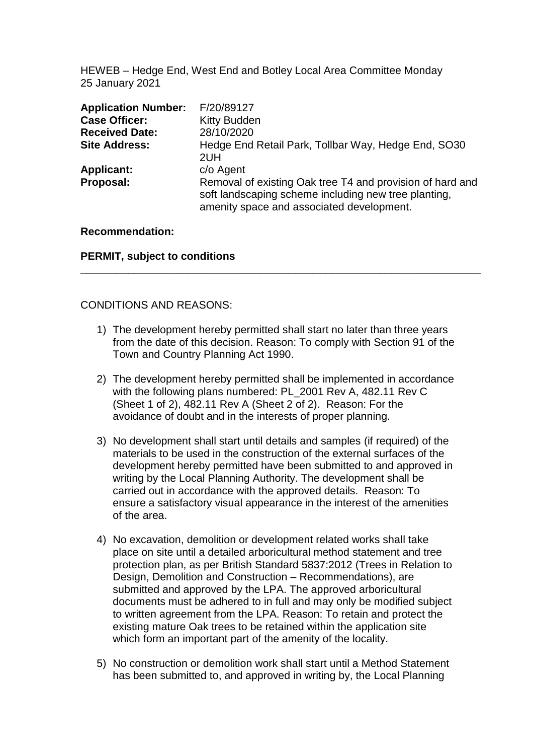HEWEB – Hedge End, West End and Botley Local Area Committee Monday 25 January 2021

| | |
|---|---|
| **Application Number:** | F/20/89127 |
| **Case Officer:** | Kitty Budden |
| **Received Date:** | 28/10/2020 |
| **Site Address:** | Hedge End Retail Park, Tollbar Way, Hedge End, SO30 2UH |
| **Applicant:** | c/o Agent |
| **Proposal:** | Removal of existing Oak tree T4 and provision of hard and soft landscaping scheme including new tree planting, amenity space and associated development. |

**Recommendation:**

**PERMIT, subject to conditions**

---

CONDITIONS AND REASONS:

1) The development hereby permitted shall start no later than three years from the date of this decision. Reason: To comply with Section 91 of the Town and Country Planning Act 1990.

2) The development hereby permitted shall be implemented in accordance with the following plans numbered: PL_2001 Rev A, 482.11 Rev C (Sheet 1 of 2), 482.11 Rev A (Sheet 2 of 2). Reason: For the avoidance of doubt and in the interests of proper planning.

3) No development shall start until details and samples (if required) of the materials to be used in the construction of the external surfaces of the development hereby permitted have been submitted to and approved in writing by the Local Planning Authority. The development shall be carried out in accordance with the approved details. Reason: To ensure a satisfactory visual appearance in the interest of the amenities of the area.

4) No excavation, demolition or development related works shall take place on site until a detailed arboricultural method statement and tree protection plan, as per British Standard 5837:2012 (Trees in Relation to Design, Demolition and Construction – Recommendations), are submitted and approved by the LPA. The approved arboricultural documents must be adhered to in full and may only be modified subject to written agreement from the LPA. Reason: To retain and protect the existing mature Oak trees to be retained within the application site which form an important part of the amenity of the locality.

5) No construction or demolition work shall start until a Method Statement has been submitted to, and approved in writing by, the Local Planning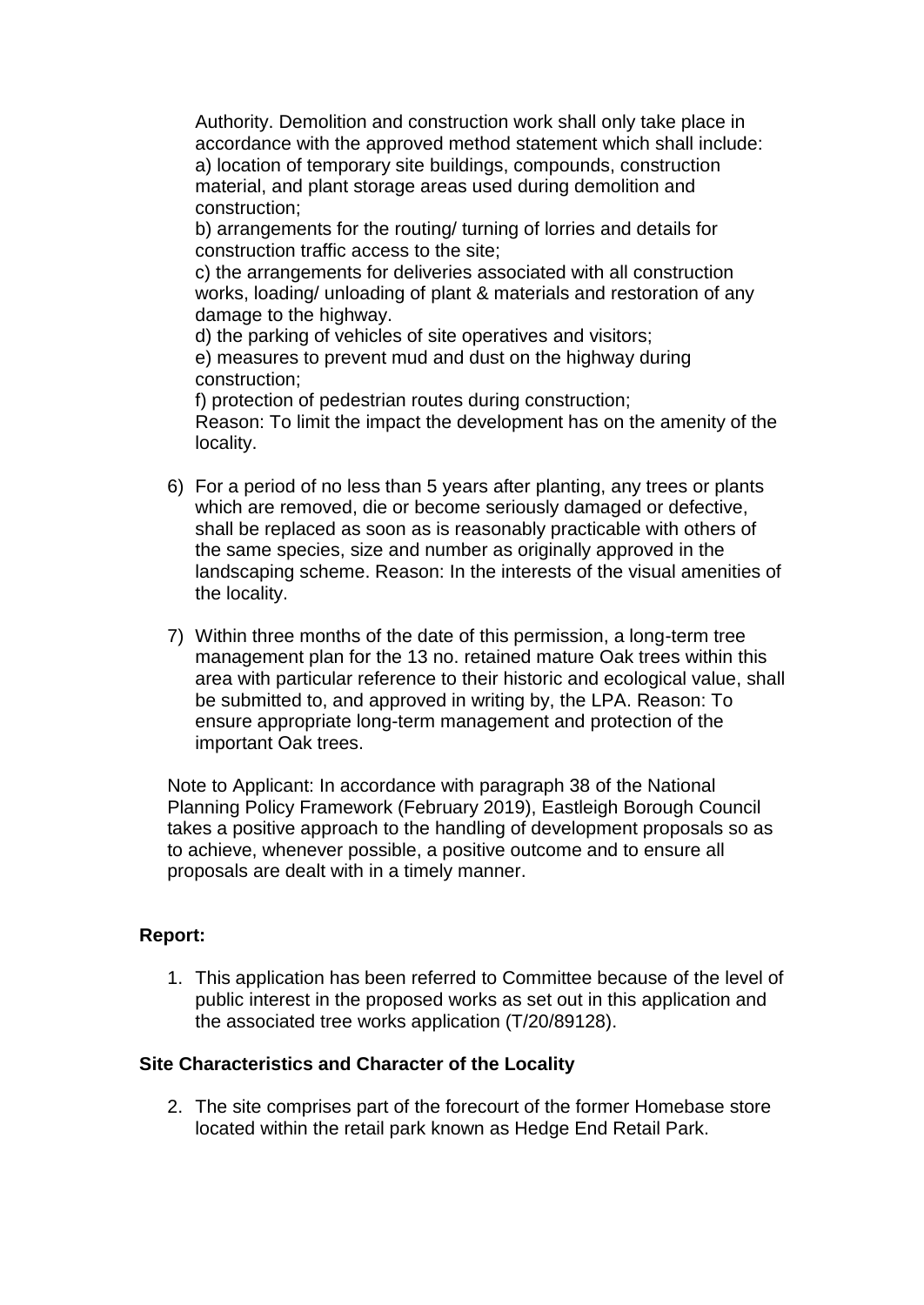Authority. Demolition and construction work shall only take place in accordance with the approved method statement which shall include:
a) location of temporary site buildings, compounds, construction material, and plant storage areas used during demolition and construction;
b) arrangements for the routing/ turning of lorries and details for construction traffic access to the site;
c) the arrangements for deliveries associated with all construction works, loading/ unloading of plant & materials and restoration of any damage to the highway.
d) the parking of vehicles of site operatives and visitors;
e) measures to prevent mud and dust on the highway during construction;
f) protection of pedestrian routes during construction;
Reason: To limit the impact the development has on the amenity of the locality.

6) For a period of no less than 5 years after planting, any trees or plants which are removed, die or become seriously damaged or defective, shall be replaced as soon as is reasonably practicable with others of the same species, size and number as originally approved in the landscaping scheme. Reason: In the interests of the visual amenities of the locality.

7) Within three months of the date of this permission, a long-term tree management plan for the 13 no. retained mature Oak trees within this area with particular reference to their historic and ecological value, shall be submitted to, and approved in writing by, the LPA. Reason: To ensure appropriate long-term management and protection of the important Oak trees.

Note to Applicant: In accordance with paragraph 38 of the National Planning Policy Framework (February 2019), Eastleigh Borough Council takes a positive approach to the handling of development proposals so as to achieve, whenever possible, a positive outcome and to ensure all proposals are dealt with in a timely manner.

**Report:**

1. This application has been referred to Committee because of the level of public interest in the proposed works as set out in this application and the associated tree works application (T/20/89128).

**Site Characteristics and Character of the Locality**

2. The site comprises part of the forecourt of the former Homebase store located within the retail park known as Hedge End Retail Park.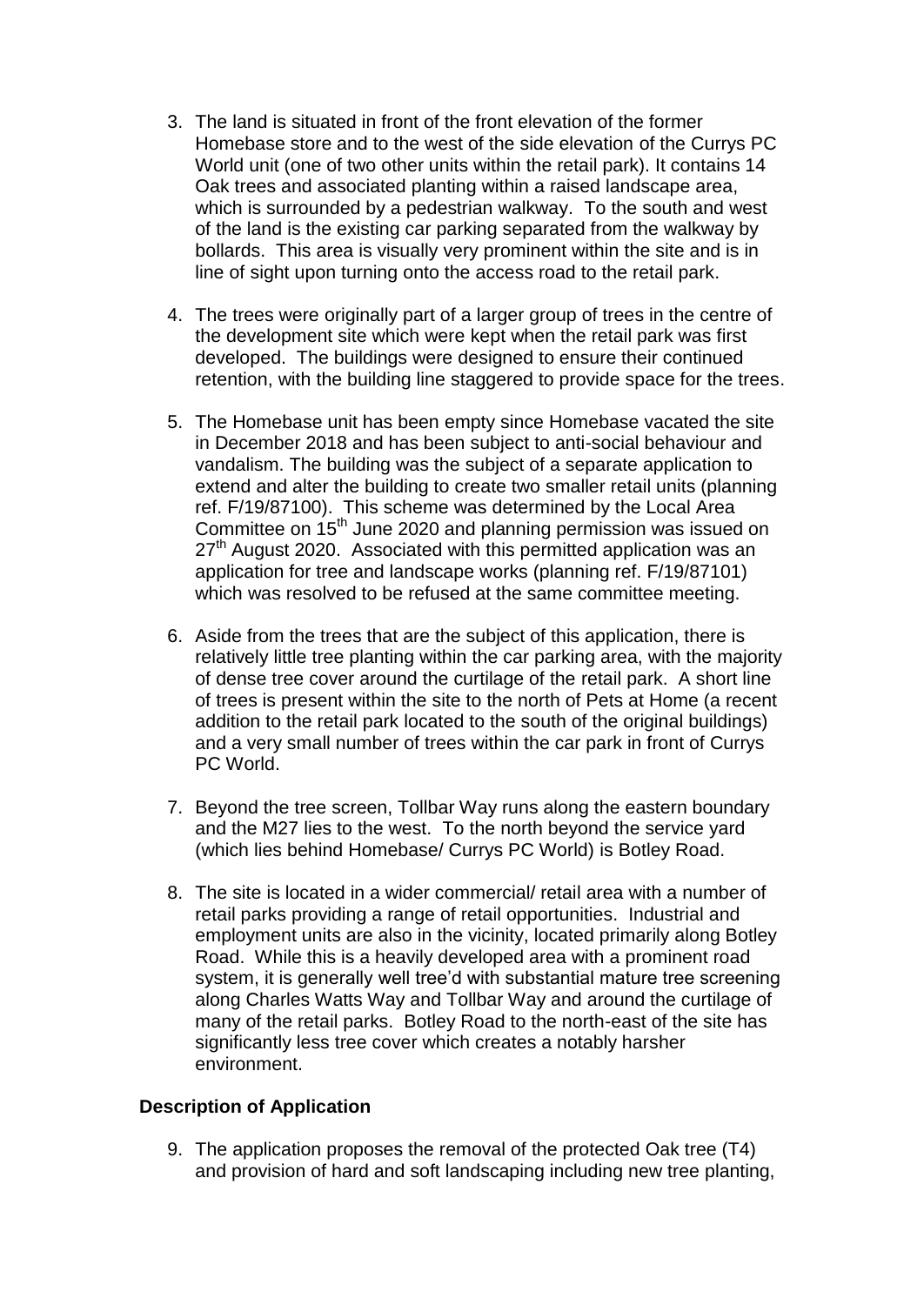3. The land is situated in front of the front elevation of the former Homebase store and to the west of the side elevation of the Currys PC World unit (one of two other units within the retail park). It contains 14 Oak trees and associated planting within a raised landscape area, which is surrounded by a pedestrian walkway. To the south and west of the land is the existing car parking separated from the walkway by bollards. This area is visually very prominent within the site and is in line of sight upon turning onto the access road to the retail park.

4. The trees were originally part of a larger group of trees in the centre of the development site which were kept when the retail park was first developed. The buildings were designed to ensure their continued retention, with the building line staggered to provide space for the trees.

5. The Homebase unit has been empty since Homebase vacated the site in December 2018 and has been subject to anti-social behaviour and vandalism. The building was the subject of a separate application to extend and alter the building to create two smaller retail units (planning ref. F/19/87100). This scheme was determined by the Local Area Committee on 15th June 2020 and planning permission was issued on 27th August 2020. Associated with this permitted application was an application for tree and landscape works (planning ref. F/19/87101) which was resolved to be refused at the same committee meeting.

6. Aside from the trees that are the subject of this application, there is relatively little tree planting within the car parking area, with the majority of dense tree cover around the curtilage of the retail park. A short line of trees is present within the site to the north of Pets at Home (a recent addition to the retail park located to the south of the original buildings) and a very small number of trees within the car park in front of Currys PC World.

7. Beyond the tree screen, Tollbar Way runs along the eastern boundary and the M27 lies to the west. To the north beyond the service yard (which lies behind Homebase/ Currys PC World) is Botley Road.

8. The site is located in a wider commercial/ retail area with a number of retail parks providing a range of retail opportunities. Industrial and employment units are also in the vicinity, located primarily along Botley Road. While this is a heavily developed area with a prominent road system, it is generally well tree'd with substantial mature tree screening along Charles Watts Way and Tollbar Way and around the curtilage of many of the retail parks. Botley Road to the north-east of the site has significantly less tree cover which creates a notably harsher environment.

**Description of Application**

9. The application proposes the removal of the protected Oak tree (T4) and provision of hard and soft landscaping including new tree planting,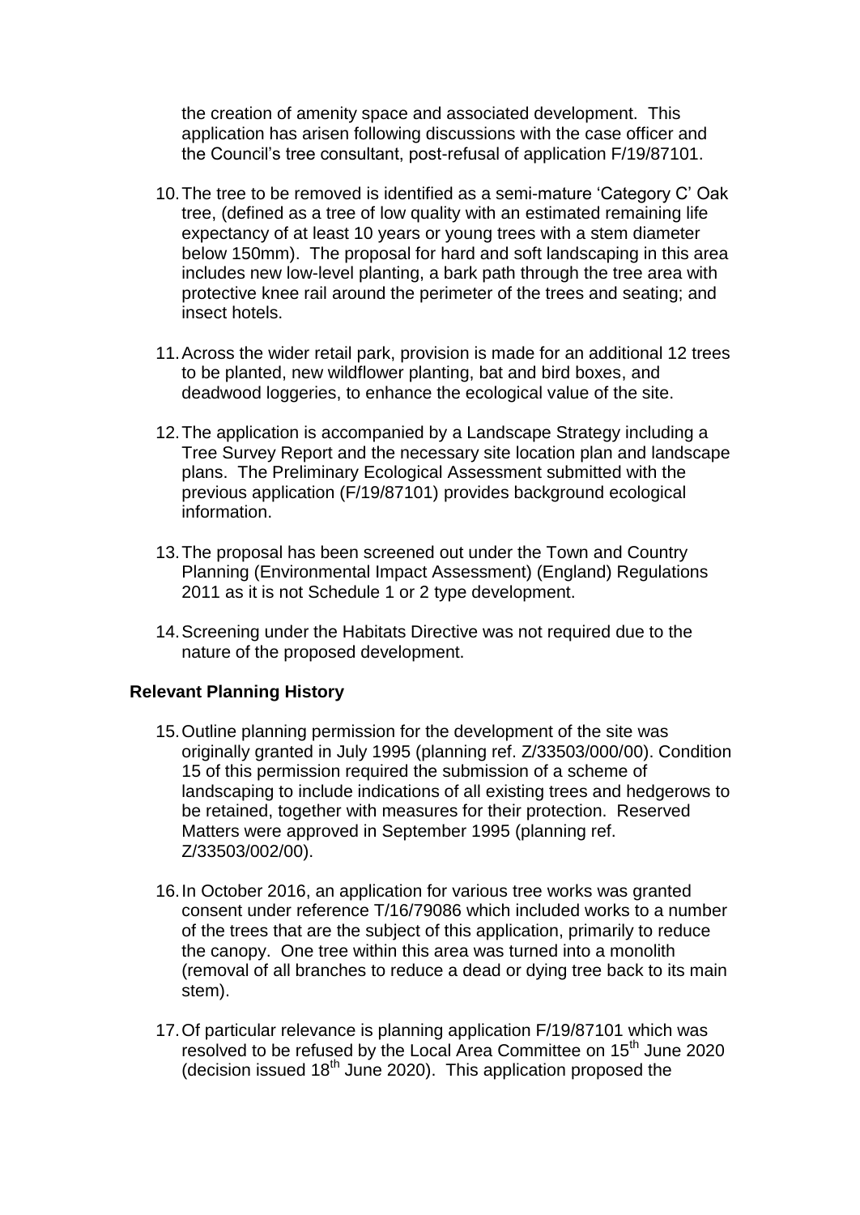the creation of amenity space and associated development. This application has arisen following discussions with the case officer and the Council's tree consultant, post-refusal of application F/19/87101.

10. The tree to be removed is identified as a semi-mature 'Category C' Oak tree, (defined as a tree of low quality with an estimated remaining life expectancy of at least 10 years or young trees with a stem diameter below 150mm). The proposal for hard and soft landscaping in this area includes new low-level planting, a bark path through the tree area with protective knee rail around the perimeter of the trees and seating; and insect hotels.

11. Across the wider retail park, provision is made for an additional 12 trees to be planted, new wildflower planting, bat and bird boxes, and deadwood loggeries, to enhance the ecological value of the site.

12. The application is accompanied by a Landscape Strategy including a Tree Survey Report and the necessary site location plan and landscape plans. The Preliminary Ecological Assessment submitted with the previous application (F/19/87101) provides background ecological information.

13. The proposal has been screened out under the Town and Country Planning (Environmental Impact Assessment) (England) Regulations 2011 as it is not Schedule 1 or 2 type development.

14. Screening under the Habitats Directive was not required due to the nature of the proposed development.

**Relevant Planning History**

15. Outline planning permission for the development of the site was originally granted in July 1995 (planning ref. Z/33503/000/00). Condition 15 of this permission required the submission of a scheme of landscaping to include indications of all existing trees and hedgerows to be retained, together with measures for their protection. Reserved Matters were approved in September 1995 (planning ref. Z/33503/002/00).

16. In October 2016, an application for various tree works was granted consent under reference T/16/79086 which included works to a number of the trees that are the subject of this application, primarily to reduce the canopy. One tree within this area was turned into a monolith (removal of all branches to reduce a dead or dying tree back to its main stem).

17. Of particular relevance is planning application F/19/87101 which was resolved to be refused by the Local Area Committee on 15th June 2020 (decision issued 18th June 2020). This application proposed the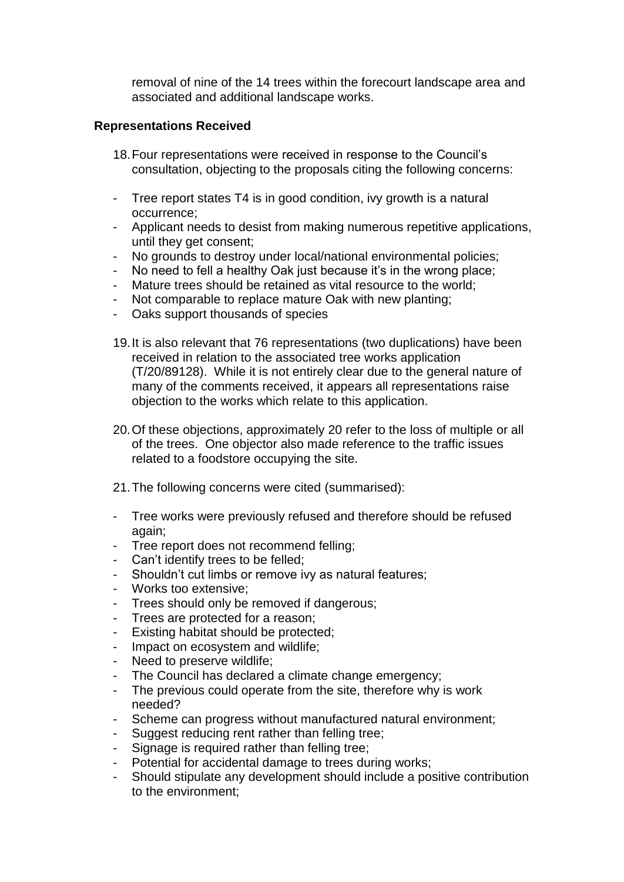removal of nine of the 14 trees within the forecourt landscape area and associated and additional landscape works.

**Representations Received**

18. Four representations were received in response to the Council's consultation, objecting to the proposals citing the following concerns:

- Tree report states T4 is in good condition, ivy growth is a natural occurrence;
- Applicant needs to desist from making numerous repetitive applications, until they get consent;
- No grounds to destroy under local/national environmental policies;
- No need to fell a healthy Oak just because it's in the wrong place;
- Mature trees should be retained as vital resource to the world;
- Not comparable to replace mature Oak with new planting;
- Oaks support thousands of species

19. It is also relevant that 76 representations (two duplications) have been received in relation to the associated tree works application (T/20/89128). While it is not entirely clear due to the general nature of many of the comments received, it appears all representations raise objection to the works which relate to this application.

20. Of these objections, approximately 20 refer to the loss of multiple or all of the trees. One objector also made reference to the traffic issues related to a foodstore occupying the site.

21. The following concerns were cited (summarised):

- Tree works were previously refused and therefore should be refused again;
- Tree report does not recommend felling;
- Can't identify trees to be felled;
- Shouldn't cut limbs or remove ivy as natural features;
- Works too extensive;
- Trees should only be removed if dangerous;
- Trees are protected for a reason;
- Existing habitat should be protected;
- Impact on ecosystem and wildlife;
- Need to preserve wildlife;
- The Council has declared a climate change emergency;
- The previous could operate from the site, therefore why is work needed?
- Scheme can progress without manufactured natural environment;
- Suggest reducing rent rather than felling tree;
- Signage is required rather than felling tree;
- Potential for accidental damage to trees during works;
- Should stipulate any development should include a positive contribution to the environment;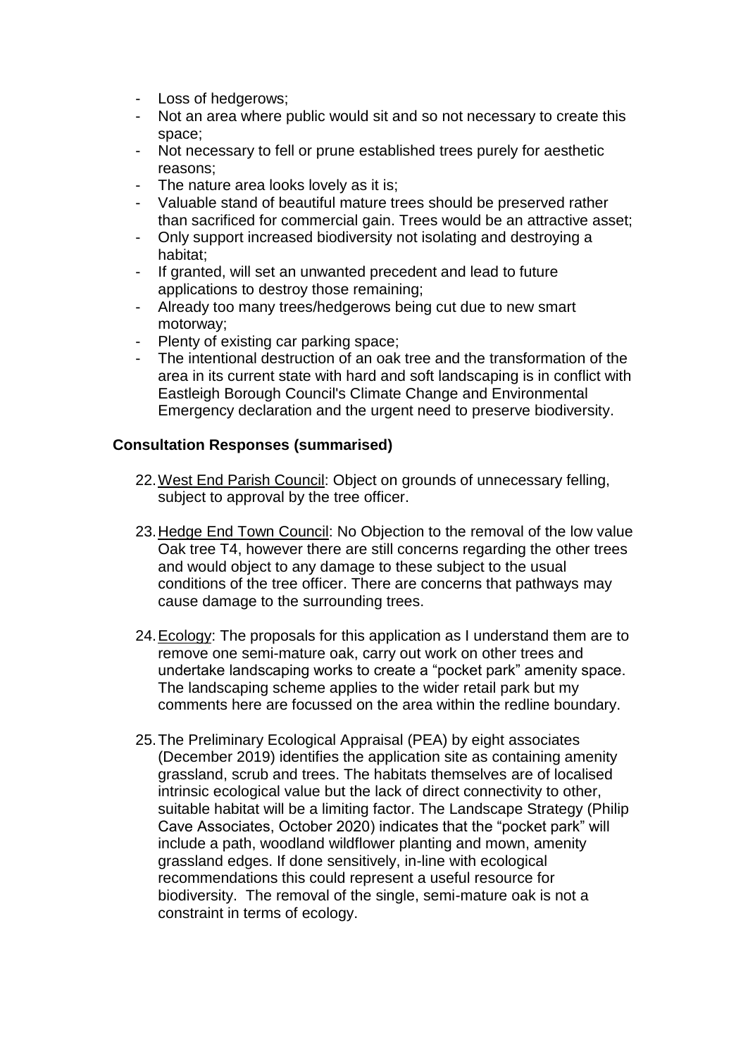- Loss of hedgerows;
- Not an area where public would sit and so not necessary to create this space;
- Not necessary to fell or prune established trees purely for aesthetic reasons;
- The nature area looks lovely as it is;
- Valuable stand of beautiful mature trees should be preserved rather than sacrificed for commercial gain. Trees would be an attractive asset;
- Only support increased biodiversity not isolating and destroying a habitat;
- If granted, will set an unwanted precedent and lead to future applications to destroy those remaining;
- Already too many trees/hedgerows being cut due to new smart motorway;
- Plenty of existing car parking space;
- The intentional destruction of an oak tree and the transformation of the area in its current state with hard and soft landscaping is in conflict with Eastleigh Borough Council's Climate Change and Environmental Emergency declaration and the urgent need to preserve biodiversity.

**Consultation Responses (summarised)**

22. West End Parish Council: Object on grounds of unnecessary felling, subject to approval by the tree officer.

23. Hedge End Town Council: No Objection to the removal of the low value Oak tree T4, however there are still concerns regarding the other trees and would object to any damage to these subject to the usual conditions of the tree officer. There are concerns that pathways may cause damage to the surrounding trees.

24. Ecology: The proposals for this application as I understand them are to remove one semi-mature oak, carry out work on other trees and undertake landscaping works to create a "pocket park" amenity space. The landscaping scheme applies to the wider retail park but my comments here are focussed on the area within the redline boundary.

25. The Preliminary Ecological Appraisal (PEA) by eight associates (December 2019) identifies the application site as containing amenity grassland, scrub and trees. The habitats themselves are of localised intrinsic ecological value but the lack of direct connectivity to other, suitable habitat will be a limiting factor. The Landscape Strategy (Philip Cave Associates, October 2020) indicates that the "pocket park" will include a path, woodland wildflower planting and mown, amenity grassland edges. If done sensitively, in-line with ecological recommendations this could represent a useful resource for biodiversity. The removal of the single, semi-mature oak is not a constraint in terms of ecology.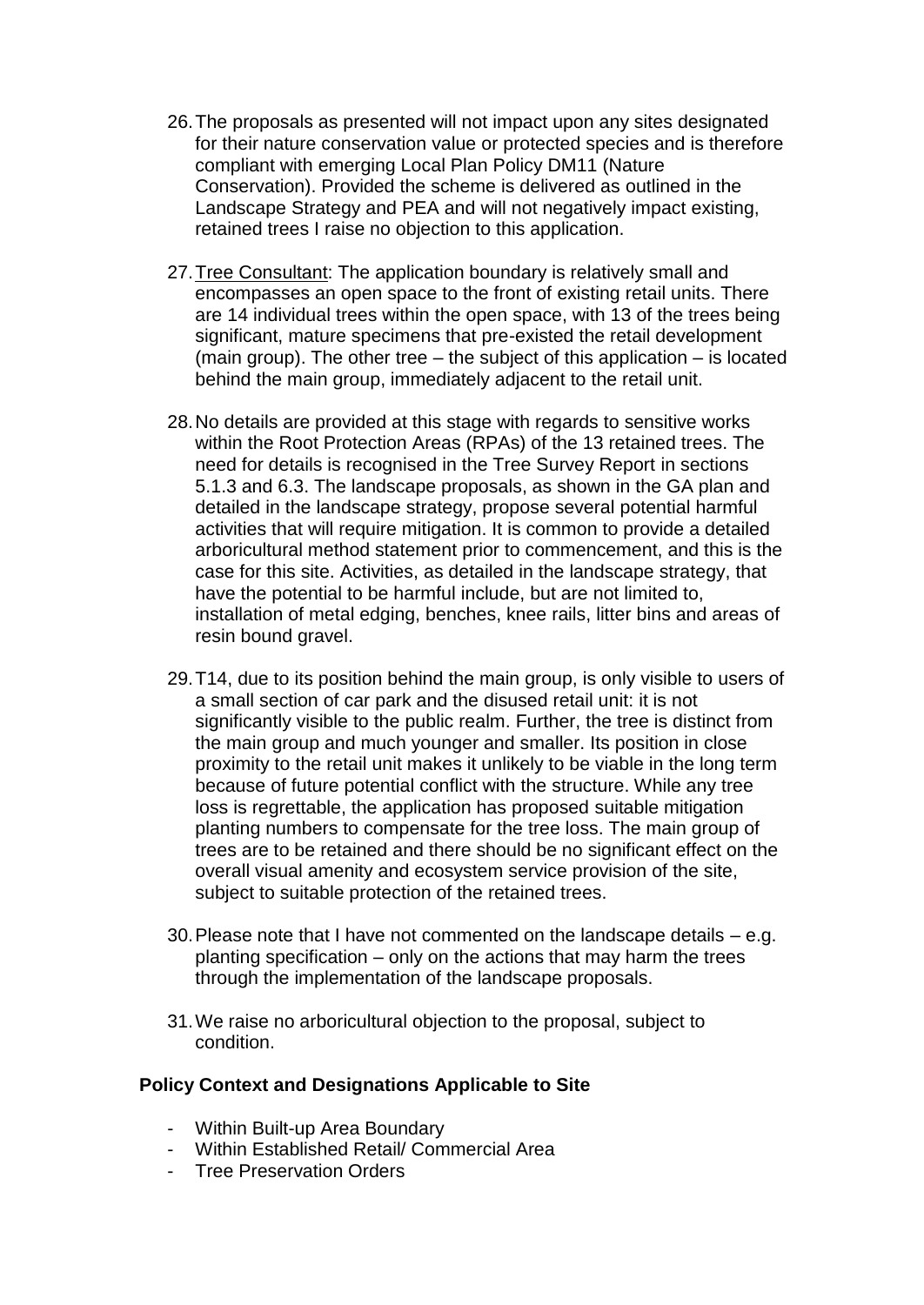26. The proposals as presented will not impact upon any sites designated for their nature conservation value or protected species and is therefore compliant with emerging Local Plan Policy DM11 (Nature Conservation). Provided the scheme is delivered as outlined in the Landscape Strategy and PEA and will not negatively impact existing, retained trees I raise no objection to this application.

27. Tree Consultant: The application boundary is relatively small and encompasses an open space to the front of existing retail units. There are 14 individual trees within the open space, with 13 of the trees being significant, mature specimens that pre-existed the retail development (main group). The other tree – the subject of this application – is located behind the main group, immediately adjacent to the retail unit.

28. No details are provided at this stage with regards to sensitive works within the Root Protection Areas (RPAs) of the 13 retained trees. The need for details is recognised in the Tree Survey Report in sections 5.1.3 and 6.3. The landscape proposals, as shown in the GA plan and detailed in the landscape strategy, propose several potential harmful activities that will require mitigation. It is common to provide a detailed arboricultural method statement prior to commencement, and this is the case for this site. Activities, as detailed in the landscape strategy, that have the potential to be harmful include, but are not limited to, installation of metal edging, benches, knee rails, litter bins and areas of resin bound gravel.

29. T14, due to its position behind the main group, is only visible to users of a small section of car park and the disused retail unit: it is not significantly visible to the public realm. Further, the tree is distinct from the main group and much younger and smaller. Its position in close proximity to the retail unit makes it unlikely to be viable in the long term because of future potential conflict with the structure. While any tree loss is regrettable, the application has proposed suitable mitigation planting numbers to compensate for the tree loss. The main group of trees are to be retained and there should be no significant effect on the overall visual amenity and ecosystem service provision of the site, subject to suitable protection of the retained trees.

30. Please note that I have not commented on the landscape details – e.g. planting specification – only on the actions that may harm the trees through the implementation of the landscape proposals.

31. We raise no arboricultural objection to the proposal, subject to condition.

**Policy Context and Designations Applicable to Site**

- Within Built-up Area Boundary
- Within Established Retail/ Commercial Area
- Tree Preservation Orders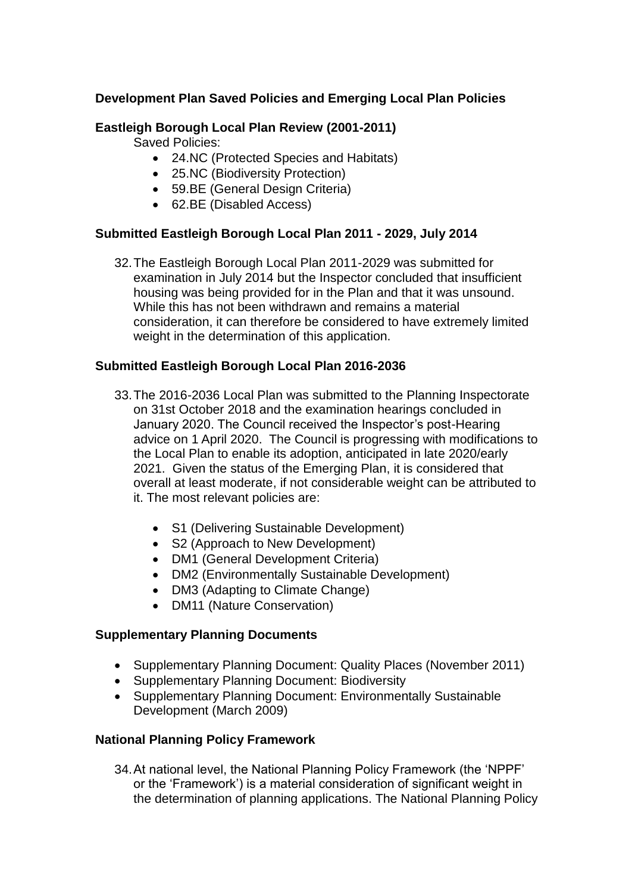**Development Plan Saved Policies and Emerging Local Plan Policies**

**Eastleigh Borough Local Plan Review (2001-2011)**

Saved Policies:

- 24.NC (Protected Species and Habitats)
- 25.NC (Biodiversity Protection)
- 59.BE (General Design Criteria)
- 62.BE (Disabled Access)

**Submitted Eastleigh Borough Local Plan 2011 - 2029, July 2014**

32. The Eastleigh Borough Local Plan 2011-2029 was submitted for examination in July 2014 but the Inspector concluded that insufficient housing was being provided for in the Plan and that it was unsound. While this has not been withdrawn and remains a material consideration, it can therefore be considered to have extremely limited weight in the determination of this application.

**Submitted Eastleigh Borough Local Plan 2016-2036**

33. The 2016-2036 Local Plan was submitted to the Planning Inspectorate on 31st October 2018 and the examination hearings concluded in January 2020. The Council received the Inspector's post-Hearing advice on 1 April 2020. The Council is progressing with modifications to the Local Plan to enable its adoption, anticipated in late 2020/early 2021. Given the status of the Emerging Plan, it is considered that overall at least moderate, if not considerable weight can be attributed to it. The most relevant policies are:

    - S1 (Delivering Sustainable Development)
    - S2 (Approach to New Development)
    - DM1 (General Development Criteria)
    - DM2 (Environmentally Sustainable Development)
    - DM3 (Adapting to Climate Change)
    - DM11 (Nature Conservation)

**Supplementary Planning Documents**

- Supplementary Planning Document: Quality Places (November 2011)
- Supplementary Planning Document: Biodiversity
- Supplementary Planning Document: Environmentally Sustainable Development (March 2009)

**National Planning Policy Framework**

34. At national level, the National Planning Policy Framework (the 'NPPF' or the 'Framework') is a material consideration of significant weight in the determination of planning applications. The National Planning Policy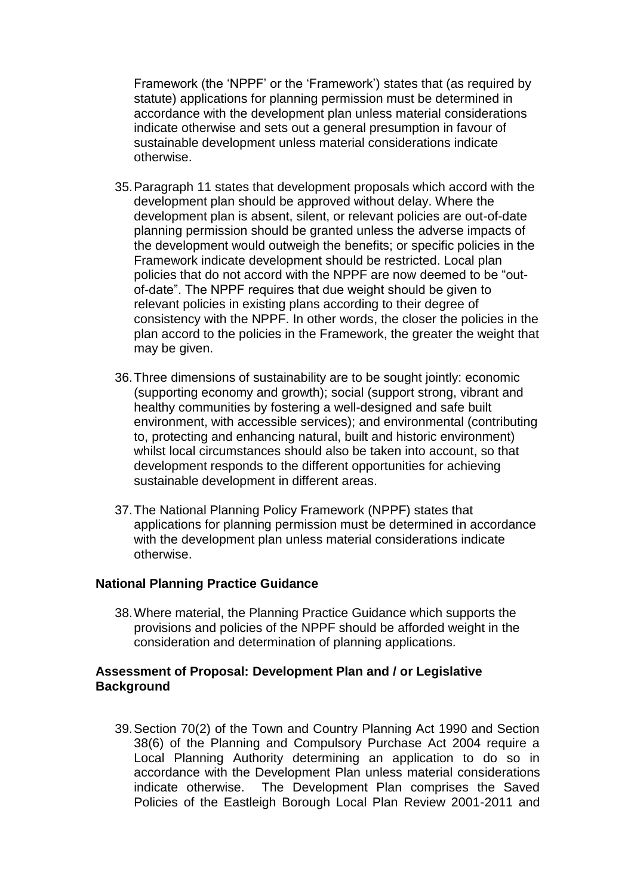Framework (the 'NPPF' or the 'Framework') states that (as required by statute) applications for planning permission must be determined in accordance with the development plan unless material considerations indicate otherwise and sets out a general presumption in favour of sustainable development unless material considerations indicate otherwise.

35. Paragraph 11 states that development proposals which accord with the development plan should be approved without delay. Where the development plan is absent, silent, or relevant policies are out-of-date planning permission should be granted unless the adverse impacts of the development would outweigh the benefits; or specific policies in the Framework indicate development should be restricted. Local plan policies that do not accord with the NPPF are now deemed to be "out-of-date". The NPPF requires that due weight should be given to relevant policies in existing plans according to their degree of consistency with the NPPF. In other words, the closer the policies in the plan accord to the policies in the Framework, the greater the weight that may be given.

36. Three dimensions of sustainability are to be sought jointly: economic (supporting economy and growth); social (support strong, vibrant and healthy communities by fostering a well-designed and safe built environment, with accessible services); and environmental (contributing to, protecting and enhancing natural, built and historic environment) whilst local circumstances should also be taken into account, so that development responds to the different opportunities for achieving sustainable development in different areas.

37. The National Planning Policy Framework (NPPF) states that applications for planning permission must be determined in accordance with the development plan unless material considerations indicate otherwise.

**National Planning Practice Guidance**

38. Where material, the Planning Practice Guidance which supports the provisions and policies of the NPPF should be afforded weight in the consideration and determination of planning applications.

**Assessment of Proposal: Development Plan and / or Legislative Background**

39. Section 70(2) of the Town and Country Planning Act 1990 and Section 38(6) of the Planning and Compulsory Purchase Act 2004 require a Local Planning Authority determining an application to do so in accordance with the Development Plan unless material considerations indicate otherwise. The Development Plan comprises the Saved Policies of the Eastleigh Borough Local Plan Review 2001-2011 and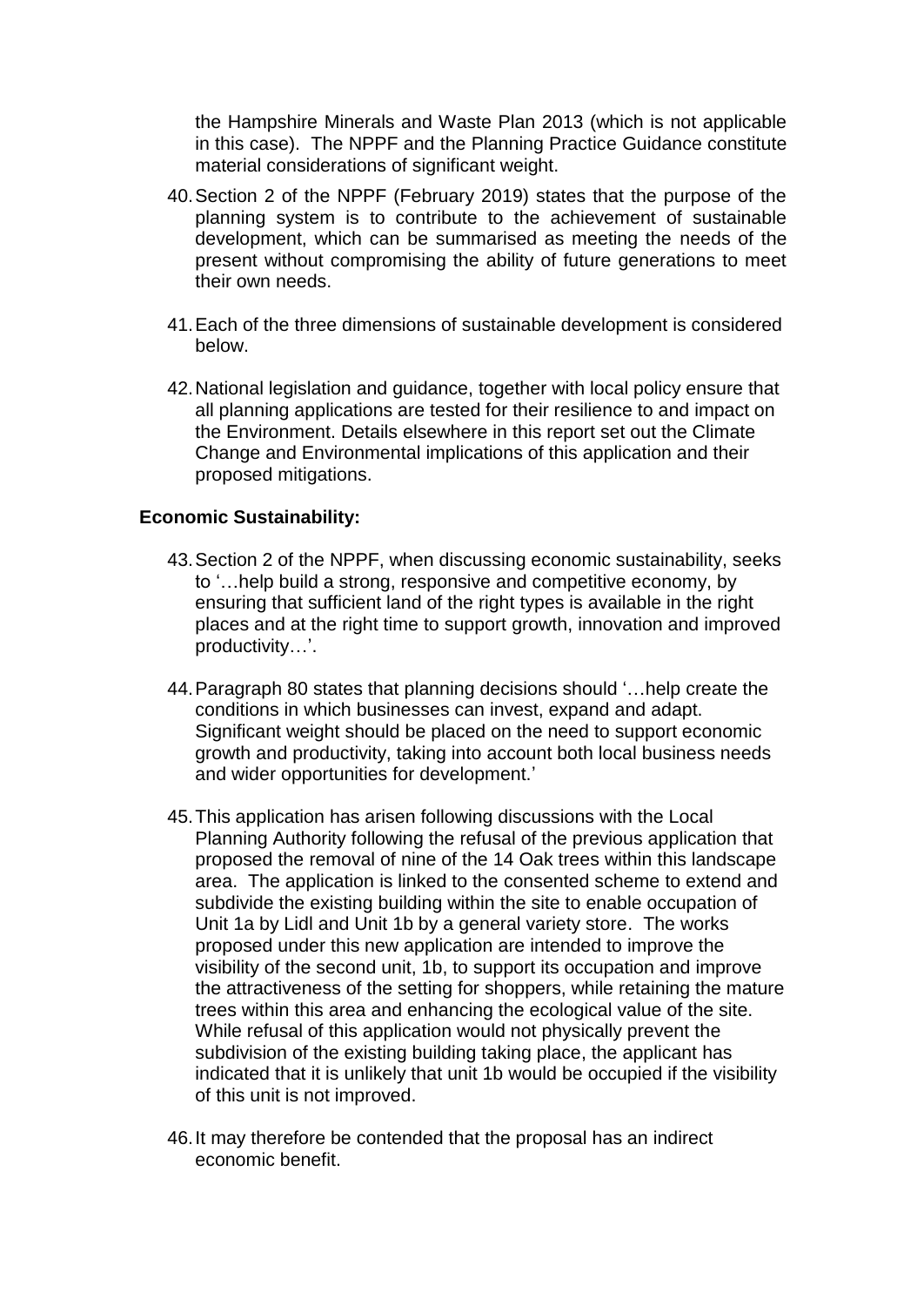the Hampshire Minerals and Waste Plan 2013 (which is not applicable in this case). The NPPF and the Planning Practice Guidance constitute material considerations of significant weight.

40. Section 2 of the NPPF (February 2019) states that the purpose of the planning system is to contribute to the achievement of sustainable development, which can be summarised as meeting the needs of the present without compromising the ability of future generations to meet their own needs.

41. Each of the three dimensions of sustainable development is considered below.

42. National legislation and guidance, together with local policy ensure that all planning applications are tested for their resilience to and impact on the Environment. Details elsewhere in this report set out the Climate Change and Environmental implications of this application and their proposed mitigations.

**Economic Sustainability:**

43. Section 2 of the NPPF, when discussing economic sustainability, seeks to '…help build a strong, responsive and competitive economy, by ensuring that sufficient land of the right types is available in the right places and at the right time to support growth, innovation and improved productivity…'.

44. Paragraph 80 states that planning decisions should '…help create the conditions in which businesses can invest, expand and adapt. Significant weight should be placed on the need to support economic growth and productivity, taking into account both local business needs and wider opportunities for development.'

45. This application has arisen following discussions with the Local Planning Authority following the refusal of the previous application that proposed the removal of nine of the 14 Oak trees within this landscape area. The application is linked to the consented scheme to extend and subdivide the existing building within the site to enable occupation of Unit 1a by Lidl and Unit 1b by a general variety store. The works proposed under this new application are intended to improve the visibility of the second unit, 1b, to support its occupation and improve the attractiveness of the setting for shoppers, while retaining the mature trees within this area and enhancing the ecological value of the site. While refusal of this application would not physically prevent the subdivision of the existing building taking place, the applicant has indicated that it is unlikely that unit 1b would be occupied if the visibility of this unit is not improved.

46. It may therefore be contended that the proposal has an indirect economic benefit.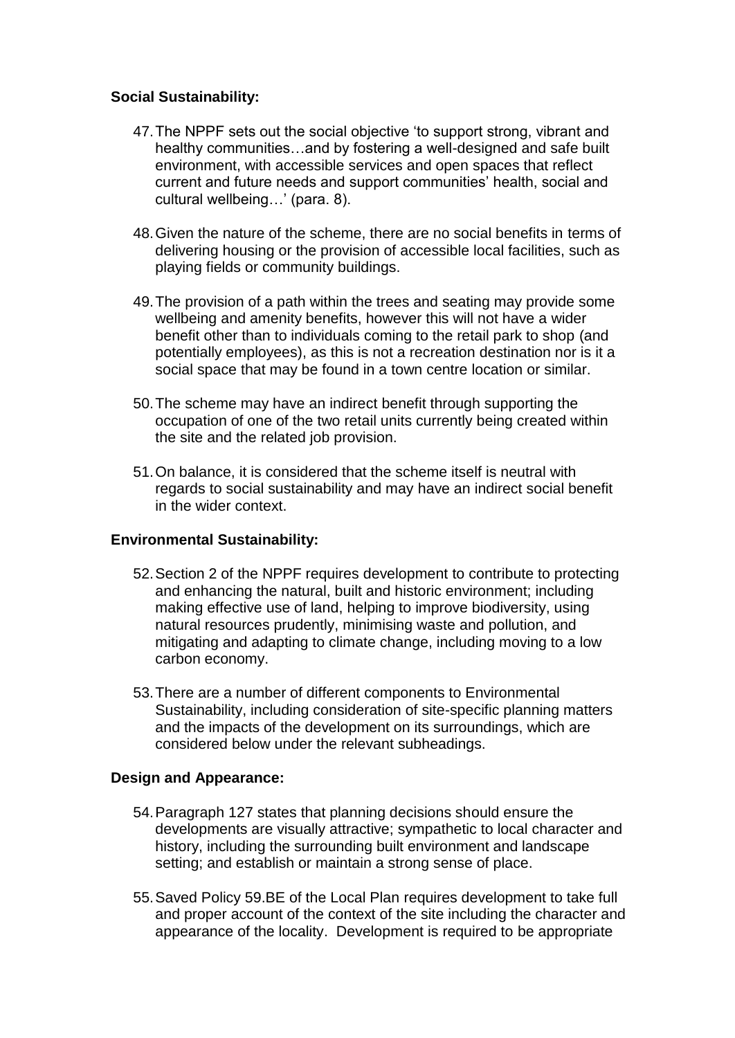**Social Sustainability:**

47. The NPPF sets out the social objective 'to support strong, vibrant and healthy communities…and by fostering a well-designed and safe built environment, with accessible services and open spaces that reflect current and future needs and support communities' health, social and cultural wellbeing…' (para. 8).

48. Given the nature of the scheme, there are no social benefits in terms of delivering housing or the provision of accessible local facilities, such as playing fields or community buildings.

49. The provision of a path within the trees and seating may provide some wellbeing and amenity benefits, however this will not have a wider benefit other than to individuals coming to the retail park to shop (and potentially employees), as this is not a recreation destination nor is it a social space that may be found in a town centre location or similar.

50. The scheme may have an indirect benefit through supporting the occupation of one of the two retail units currently being created within the site and the related job provision.

51. On balance, it is considered that the scheme itself is neutral with regards to social sustainability and may have an indirect social benefit in the wider context.

**Environmental Sustainability:**

52. Section 2 of the NPPF requires development to contribute to protecting and enhancing the natural, built and historic environment; including making effective use of land, helping to improve biodiversity, using natural resources prudently, minimising waste and pollution, and mitigating and adapting to climate change, including moving to a low carbon economy.

53. There are a number of different components to Environmental Sustainability, including consideration of site-specific planning matters and the impacts of the development on its surroundings, which are considered below under the relevant subheadings.

**Design and Appearance:**

54. Paragraph 127 states that planning decisions should ensure the developments are visually attractive; sympathetic to local character and history, including the surrounding built environment and landscape setting; and establish or maintain a strong sense of place.

55. Saved Policy 59.BE of the Local Plan requires development to take full and proper account of the context of the site including the character and appearance of the locality. Development is required to be appropriate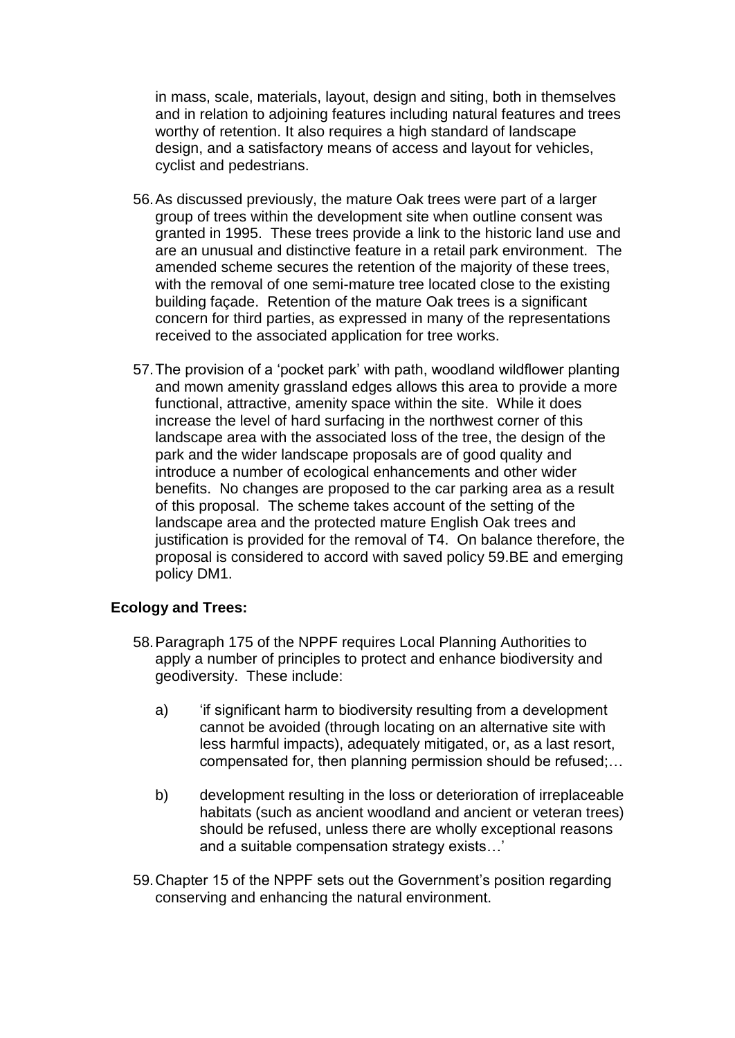in mass, scale, materials, layout, design and siting, both in themselves and in relation to adjoining features including natural features and trees worthy of retention. It also requires a high standard of landscape design, and a satisfactory means of access and layout for vehicles, cyclist and pedestrians.

56. As discussed previously, the mature Oak trees were part of a larger group of trees within the development site when outline consent was granted in 1995. These trees provide a link to the historic land use and are an unusual and distinctive feature in a retail park environment. The amended scheme secures the retention of the majority of these trees, with the removal of one semi-mature tree located close to the existing building façade. Retention of the mature Oak trees is a significant concern for third parties, as expressed in many of the representations received to the associated application for tree works.

57. The provision of a 'pocket park' with path, woodland wildflower planting and mown amenity grassland edges allows this area to provide a more functional, attractive, amenity space within the site. While it does increase the level of hard surfacing in the northwest corner of this landscape area with the associated loss of the tree, the design of the park and the wider landscape proposals are of good quality and introduce a number of ecological enhancements and other wider benefits. No changes are proposed to the car parking area as a result of this proposal. The scheme takes account of the setting of the landscape area and the protected mature English Oak trees and justification is provided for the removal of T4. On balance therefore, the proposal is considered to accord with saved policy 59.BE and emerging policy DM1.

**Ecology and Trees:**

58. Paragraph 175 of the NPPF requires Local Planning Authorities to apply a number of principles to protect and enhance biodiversity and geodiversity. These include:

    a) 'if significant harm to biodiversity resulting from a development cannot be avoided (through locating on an alternative site with less harmful impacts), adequately mitigated, or, as a last resort, compensated for, then planning permission should be refused;…

    b) development resulting in the loss or deterioration of irreplaceable habitats (such as ancient woodland and ancient or veteran trees) should be refused, unless there are wholly exceptional reasons and a suitable compensation strategy exists…'

59. Chapter 15 of the NPPF sets out the Government's position regarding conserving and enhancing the natural environment.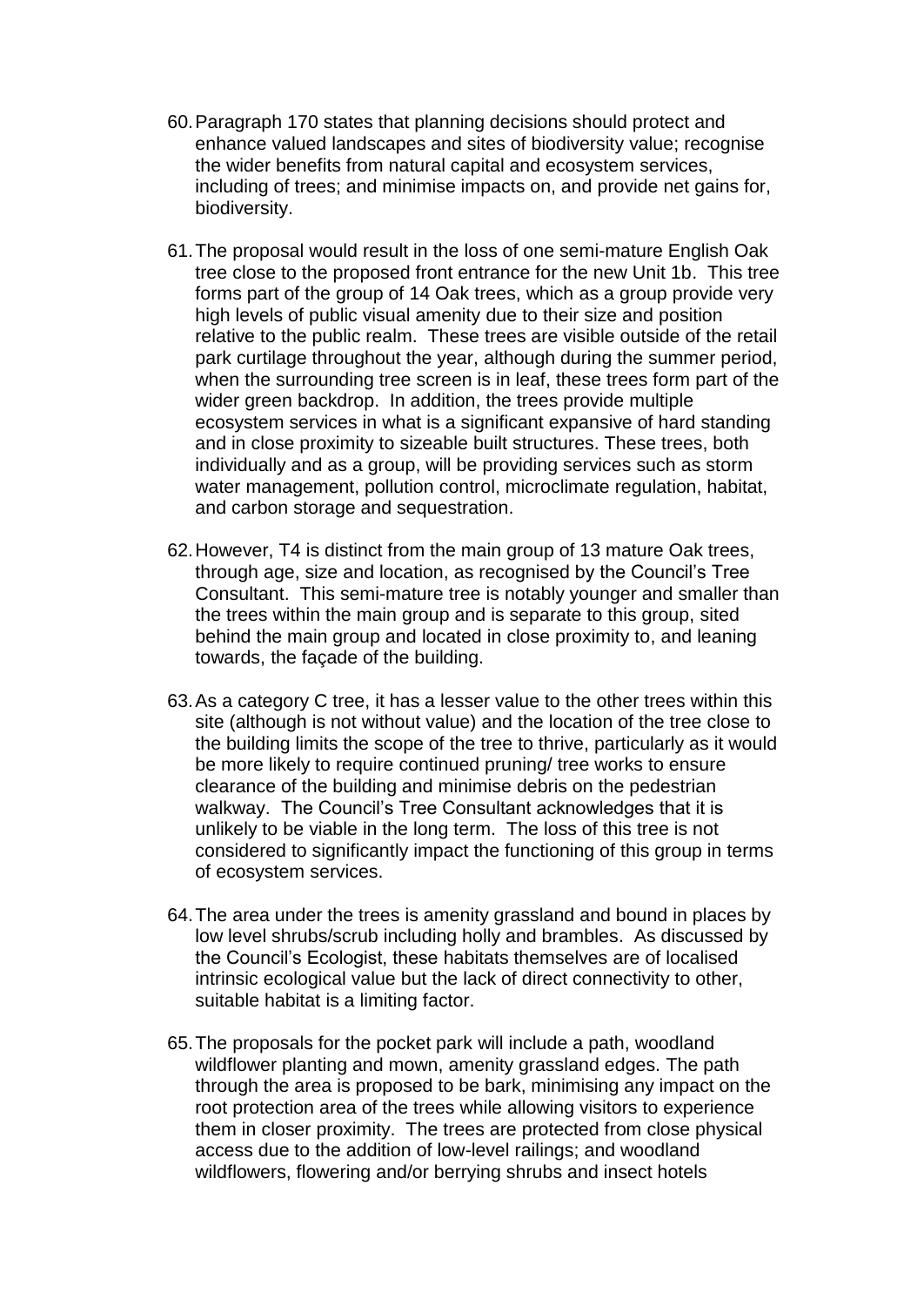60. Paragraph 170 states that planning decisions should protect and enhance valued landscapes and sites of biodiversity value; recognise the wider benefits from natural capital and ecosystem services, including of trees; and minimise impacts on, and provide net gains for, biodiversity.

61. The proposal would result in the loss of one semi-mature English Oak tree close to the proposed front entrance for the new Unit 1b. This tree forms part of the group of 14 Oak trees, which as a group provide very high levels of public visual amenity due to their size and position relative to the public realm. These trees are visible outside of the retail park curtilage throughout the year, although during the summer period, when the surrounding tree screen is in leaf, these trees form part of the wider green backdrop. In addition, the trees provide multiple ecosystem services in what is a significant expansive of hard standing and in close proximity to sizeable built structures. These trees, both individually and as a group, will be providing services such as storm water management, pollution control, microclimate regulation, habitat, and carbon storage and sequestration.

62. However, T4 is distinct from the main group of 13 mature Oak trees, through age, size and location, as recognised by the Council's Tree Consultant. This semi-mature tree is notably younger and smaller than the trees within the main group and is separate to this group, sited behind the main group and located in close proximity to, and leaning towards, the façade of the building.

63. As a category C tree, it has a lesser value to the other trees within this site (although is not without value) and the location of the tree close to the building limits the scope of the tree to thrive, particularly as it would be more likely to require continued pruning/ tree works to ensure clearance of the building and minimise debris on the pedestrian walkway. The Council's Tree Consultant acknowledges that it is unlikely to be viable in the long term. The loss of this tree is not considered to significantly impact the functioning of this group in terms of ecosystem services.

64. The area under the trees is amenity grassland and bound in places by low level shrubs/scrub including holly and brambles. As discussed by the Council's Ecologist, these habitats themselves are of localised intrinsic ecological value but the lack of direct connectivity to other, suitable habitat is a limiting factor.

65. The proposals for the pocket park will include a path, woodland wildflower planting and mown, amenity grassland edges. The path through the area is proposed to be bark, minimising any impact on the root protection area of the trees while allowing visitors to experience them in closer proximity. The trees are protected from close physical access due to the addition of low-level railings; and woodland wildflowers, flowering and/or berrying shrubs and insect hotels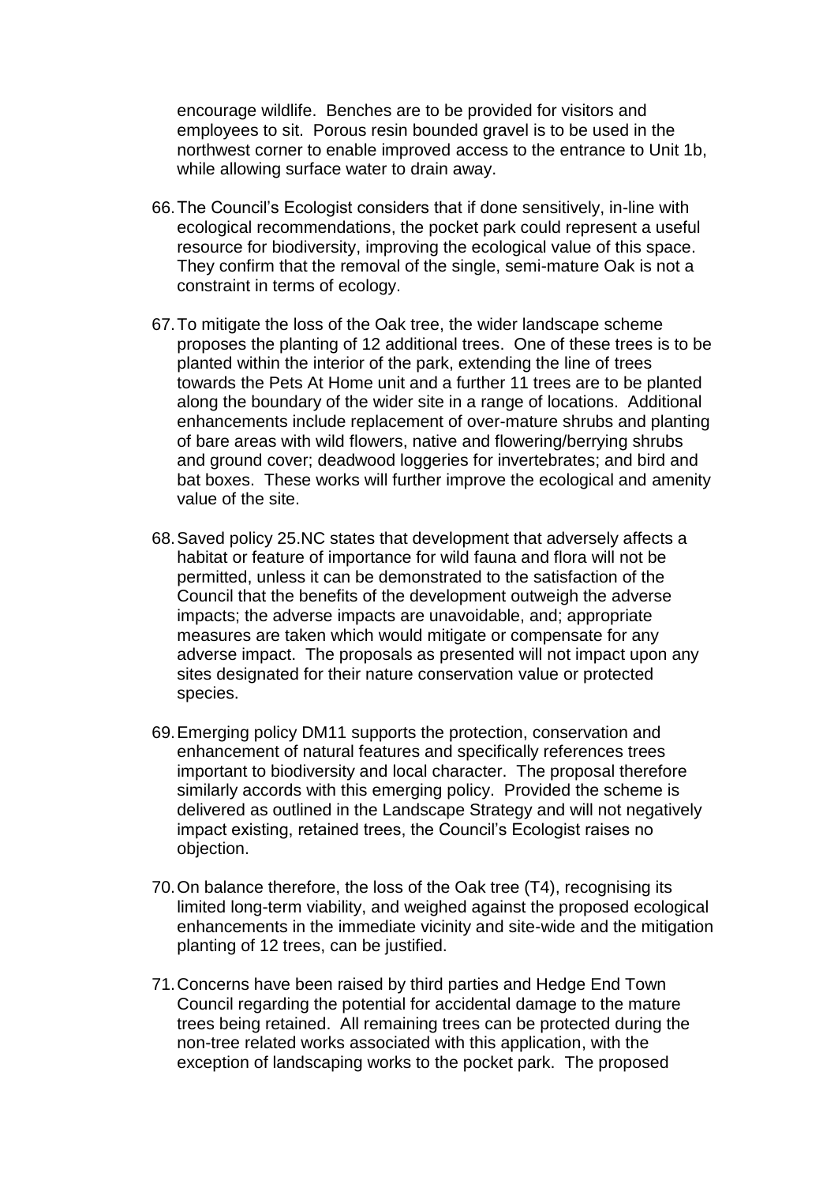encourage wildlife. Benches are to be provided for visitors and employees to sit. Porous resin bounded gravel is to be used in the northwest corner to enable improved access to the entrance to Unit 1b, while allowing surface water to drain away.

66. The Council's Ecologist considers that if done sensitively, in-line with ecological recommendations, the pocket park could represent a useful resource for biodiversity, improving the ecological value of this space. They confirm that the removal of the single, semi-mature Oak is not a constraint in terms of ecology.

67. To mitigate the loss of the Oak tree, the wider landscape scheme proposes the planting of 12 additional trees. One of these trees is to be planted within the interior of the park, extending the line of trees towards the Pets At Home unit and a further 11 trees are to be planted along the boundary of the wider site in a range of locations. Additional enhancements include replacement of over-mature shrubs and planting of bare areas with wild flowers, native and flowering/berrying shrubs and ground cover; deadwood loggeries for invertebrates; and bird and bat boxes. These works will further improve the ecological and amenity value of the site.

68. Saved policy 25.NC states that development that adversely affects a habitat or feature of importance for wild fauna and flora will not be permitted, unless it can be demonstrated to the satisfaction of the Council that the benefits of the development outweigh the adverse impacts; the adverse impacts are unavoidable, and; appropriate measures are taken which would mitigate or compensate for any adverse impact. The proposals as presented will not impact upon any sites designated for their nature conservation value or protected species.

69. Emerging policy DM11 supports the protection, conservation and enhancement of natural features and specifically references trees important to biodiversity and local character. The proposal therefore similarly accords with this emerging policy. Provided the scheme is delivered as outlined in the Landscape Strategy and will not negatively impact existing, retained trees, the Council's Ecologist raises no objection.

70. On balance therefore, the loss of the Oak tree (T4), recognising its limited long-term viability, and weighed against the proposed ecological enhancements in the immediate vicinity and site-wide and the mitigation planting of 12 trees, can be justified.

71. Concerns have been raised by third parties and Hedge End Town Council regarding the potential for accidental damage to the mature trees being retained. All remaining trees can be protected during the non-tree related works associated with this application, with the exception of landscaping works to the pocket park. The proposed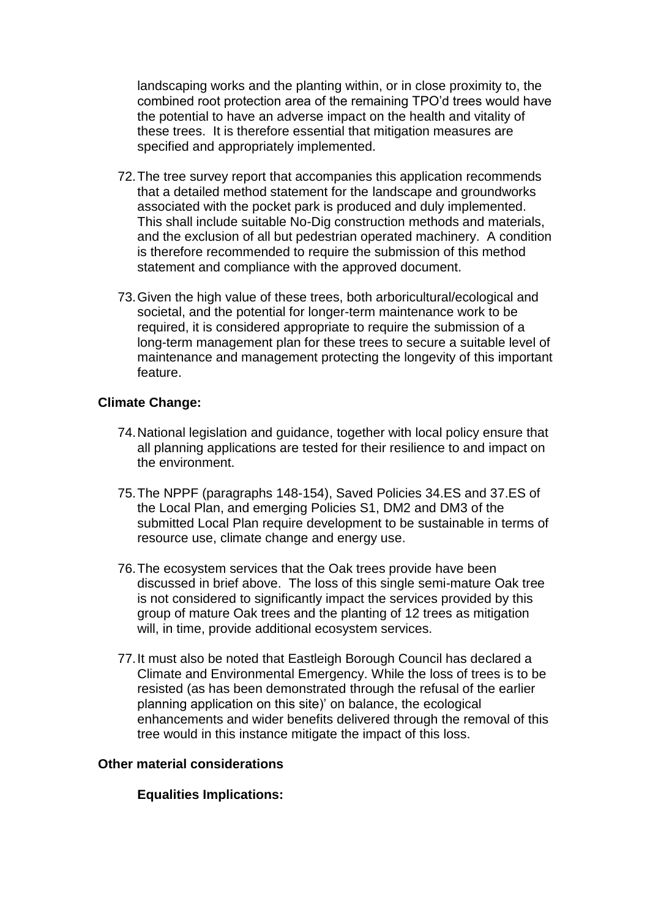landscaping works and the planting within, or in close proximity to, the combined root protection area of the remaining TPO'd trees would have the potential to have an adverse impact on the health and vitality of these trees. It is therefore essential that mitigation measures are specified and appropriately implemented.

72. The tree survey report that accompanies this application recommends that a detailed method statement for the landscape and groundworks associated with the pocket park is produced and duly implemented. This shall include suitable No-Dig construction methods and materials, and the exclusion of all but pedestrian operated machinery. A condition is therefore recommended to require the submission of this method statement and compliance with the approved document.

73. Given the high value of these trees, both arboricultural/ecological and societal, and the potential for longer-term maintenance work to be required, it is considered appropriate to require the submission of a long-term management plan for these trees to secure a suitable level of maintenance and management protecting the longevity of this important feature.

**Climate Change:**

74. National legislation and guidance, together with local policy ensure that all planning applications are tested for their resilience to and impact on the environment.

75. The NPPF (paragraphs 148-154), Saved Policies 34.ES and 37.ES of the Local Plan, and emerging Policies S1, DM2 and DM3 of the submitted Local Plan require development to be sustainable in terms of resource use, climate change and energy use.

76. The ecosystem services that the Oak trees provide have been discussed in brief above. The loss of this single semi-mature Oak tree is not considered to significantly impact the services provided by this group of mature Oak trees and the planting of 12 trees as mitigation will, in time, provide additional ecosystem services.

77. It must also be noted that Eastleigh Borough Council has declared a Climate and Environmental Emergency. While the loss of trees is to be resisted (as has been demonstrated through the refusal of the earlier planning application on this site)' on balance, the ecological enhancements and wider benefits delivered through the removal of this tree would in this instance mitigate the impact of this loss.

**Other material considerations**

**Equalities Implications:**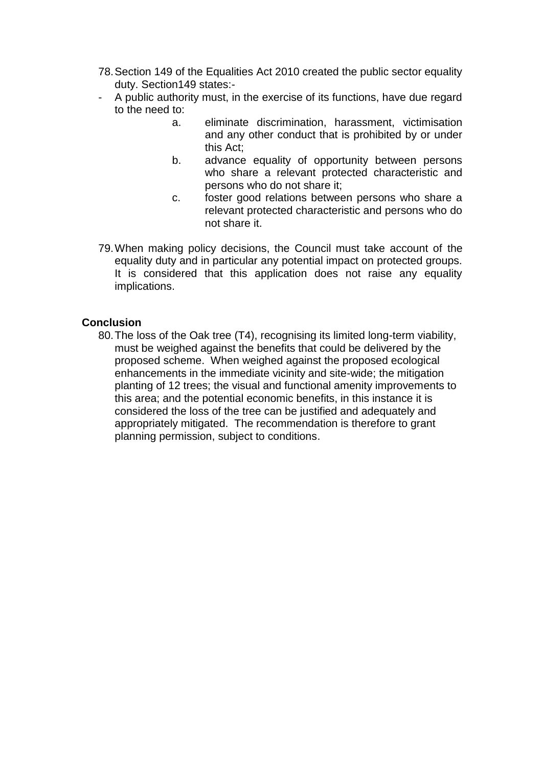78. Section 149 of the Equalities Act 2010 created the public sector equality duty. Section149 states:-

- A public authority must, in the exercise of its functions, have due regard to the need to:
    - a. eliminate discrimination, harassment, victimisation and any other conduct that is prohibited by or under this Act;
    - b. advance equality of opportunity between persons who share a relevant protected characteristic and persons who do not share it;
    - c. foster good relations between persons who share a relevant protected characteristic and persons who do not share it.

79. When making policy decisions, the Council must take account of the equality duty and in particular any potential impact on protected groups. It is considered that this application does not raise any equality implications.

**Conclusion**

80. The loss of the Oak tree (T4), recognising its limited long-term viability, must be weighed against the benefits that could be delivered by the proposed scheme. When weighed against the proposed ecological enhancements in the immediate vicinity and site-wide; the mitigation planting of 12 trees; the visual and functional amenity improvements to this area; and the potential economic benefits, in this instance it is considered the loss of the tree can be justified and adequately and appropriately mitigated. The recommendation is therefore to grant planning permission, subject to conditions.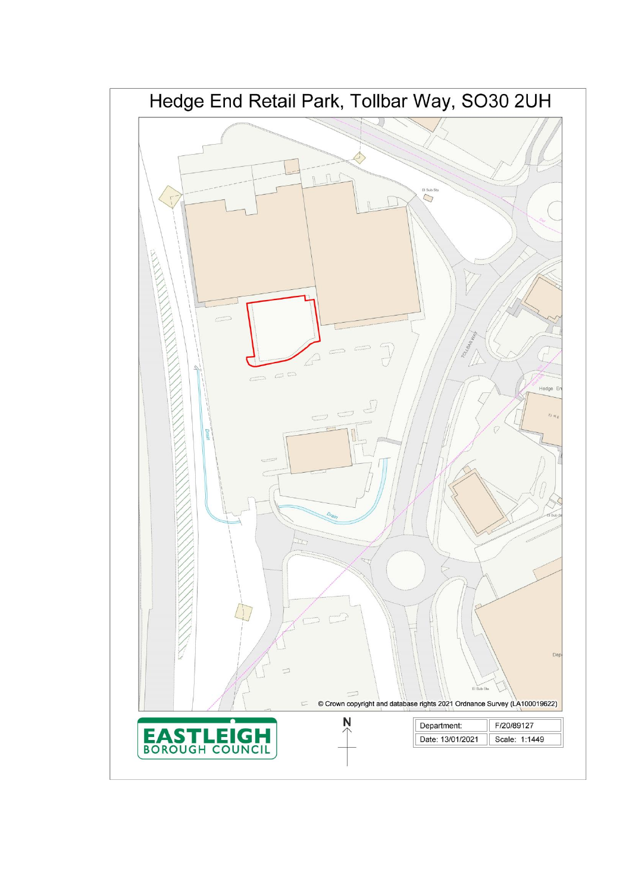# Hedge End Retail Park, Tollbar Way, SO30 2UH

TOLLBAR WAY

Drain

Drain

El Sub Sta

Hedge En

© Crown copyright and database rights 2021 Ordnance Survey (LA100019622)

EASTLEIGH
BOROUGH COUNCIL

N

| | |
|---|---|
| Department: | F/20/89127 |
| Date: 13/01/2021 | Scale: 1:1449 |